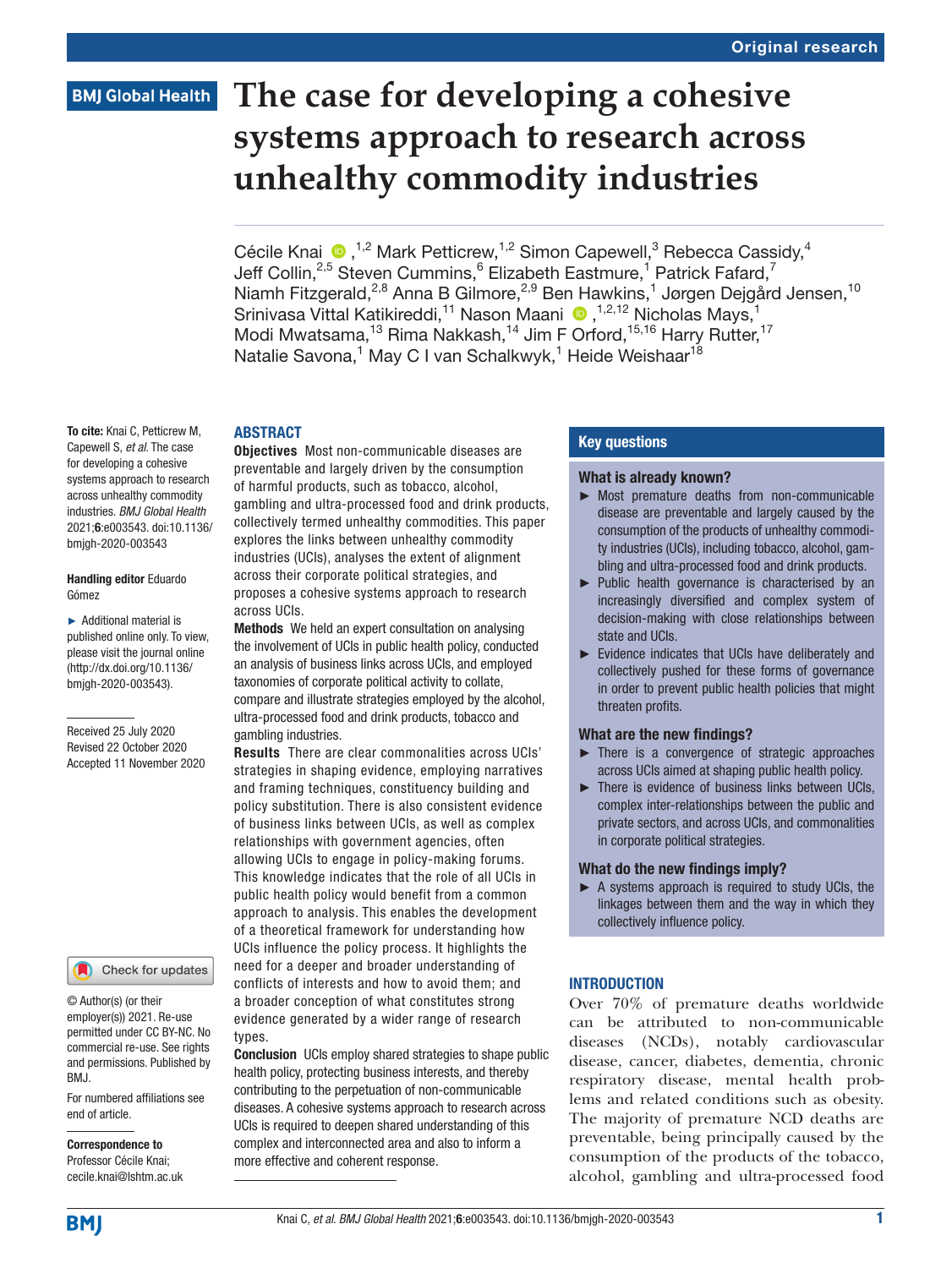Original research

BMJ Global Health

# The case for developing a cohesive systems approach to research across unhealthy commodity industries

Cécile Knai ,[1,2] Mark Petticrew,[1,2] Simon Capewell,[3] Rebecca Cassidy,[4] Jeff Collin,[2,5] Steven Cummins,[6] Elizabeth Eastmure,[1] Patrick Fafard,[7] Niamh Fitzgerald,[2,8] Anna B Gilmore,[2,9] Ben Hawkins,[1] Jørgen Dejgård Jensen,[10] Srinivasa Vittal Katikireddi,[11] Nason Maani ,[1,2,12] Nicholas Mays,[1] Modi Mwatsama,[13] Rima Nakkash,[14] Jim F Orford,[15,16] Harry Rutter,[17] Natalie Savona,[1] May C I van Schalkwyk,[1] Heide Weishaar[18]

To cite: Knai C, Petticrew M, Capewell S, *et al*. The case for developing a cohesive systems approach to research across unhealthy commodity industries. *BMJ Global Health* 2021;**6**:e003543. doi:10.1136/bmjgh-2020-003543

**Handling editor** Eduardo Gómez

► Additional material is published online only. To view, please visit the journal online (http://dx.doi.org/10.1136/bmjgh-2020-003543).

Received 25 July 2020
Revised 22 October 2020
Accepted 11 November 2020

© Author(s) (or their employer(s)) 2021. Re-use permitted under CC BY-NC. No commercial re-use. See rights and permissions. Published by BMJ.

For numbered affiliations see end of article.

**Correspondence to**
Professor Cécile Knai;
cecile.knai@lshtm.ac.uk

## ABSTRACT

**Objectives** Most non-communicable diseases are preventable and largely driven by the consumption of harmful products, such as tobacco, alcohol, gambling and ultra-processed food and drink products, collectively termed unhealthy commodities. This paper explores the links between unhealthy commodity industries (UCIs), analyses the extent of alignment across their corporate political strategies, and proposes a cohesive systems approach to research across UCIs.

**Methods** We held an expert consultation on analysing the involvement of UCIs in public health policy, conducted an analysis of business links across UCIs, and employed taxonomies of corporate political activity to collate, compare and illustrate strategies employed by the alcohol, ultra-processed food and drink products, tobacco and gambling industries.

**Results** There are clear commonalities across UCIs' strategies in shaping evidence, employing narratives and framing techniques, constituency building and policy substitution. There is also consistent evidence of business links between UCIs, as well as complex relationships with government agencies, often allowing UCIs to engage in policy-making forums. This knowledge indicates that the role of all UCIs in public health policy would benefit from a common approach to analysis. This enables the development of a theoretical framework for understanding how UCIs influence the policy process. It highlights the need for a deeper and broader understanding of conflicts of interests and how to avoid them; and a broader conception of what constitutes strong evidence generated by a wider range of research types.

**Conclusion** UCIs employ shared strategies to shape public health policy, protecting business interests, and thereby contributing to the perpetuation of non-communicable diseases. A cohesive systems approach to research across UCIs is required to deepen shared understanding of this complex and interconnected area and also to inform a more effective and coherent response.

## Key questions

### What is already known?

► Most premature deaths from non-communicable disease are preventable and largely caused by the consumption of the products of unhealthy commodity industries (UCIs), including tobacco, alcohol, gambling and ultra-processed food and drink products.

► Public health governance is characterised by an increasingly diversified and complex system of decision-making with close relationships between state and UCIs.

► Evidence indicates that UCIs have deliberately and collectively pushed for these forms of governance in order to prevent public health policies that might threaten profits.

### What are the new findings?

► There is a convergence of strategic approaches across UCIs aimed at shaping public health policy.

► There is evidence of business links between UCIs, complex inter-relationships between the public and private sectors, and across UCIs, and commonalities in corporate political strategies.

### What do the new findings imply?

► A systems approach is required to study UCIs, the linkages between them and the way in which they collectively influence policy.

## INTRODUCTION

Over 70% of premature deaths worldwide can be attributed to non-communicable diseases (NCDs), notably cardiovascular disease, cancer, diabetes, dementia, chronic respiratory disease, mental health problems and related conditions such as obesity. The majority of premature NCD deaths are preventable, being principally caused by the consumption of the products of the tobacco, alcohol, gambling and ultra-processed food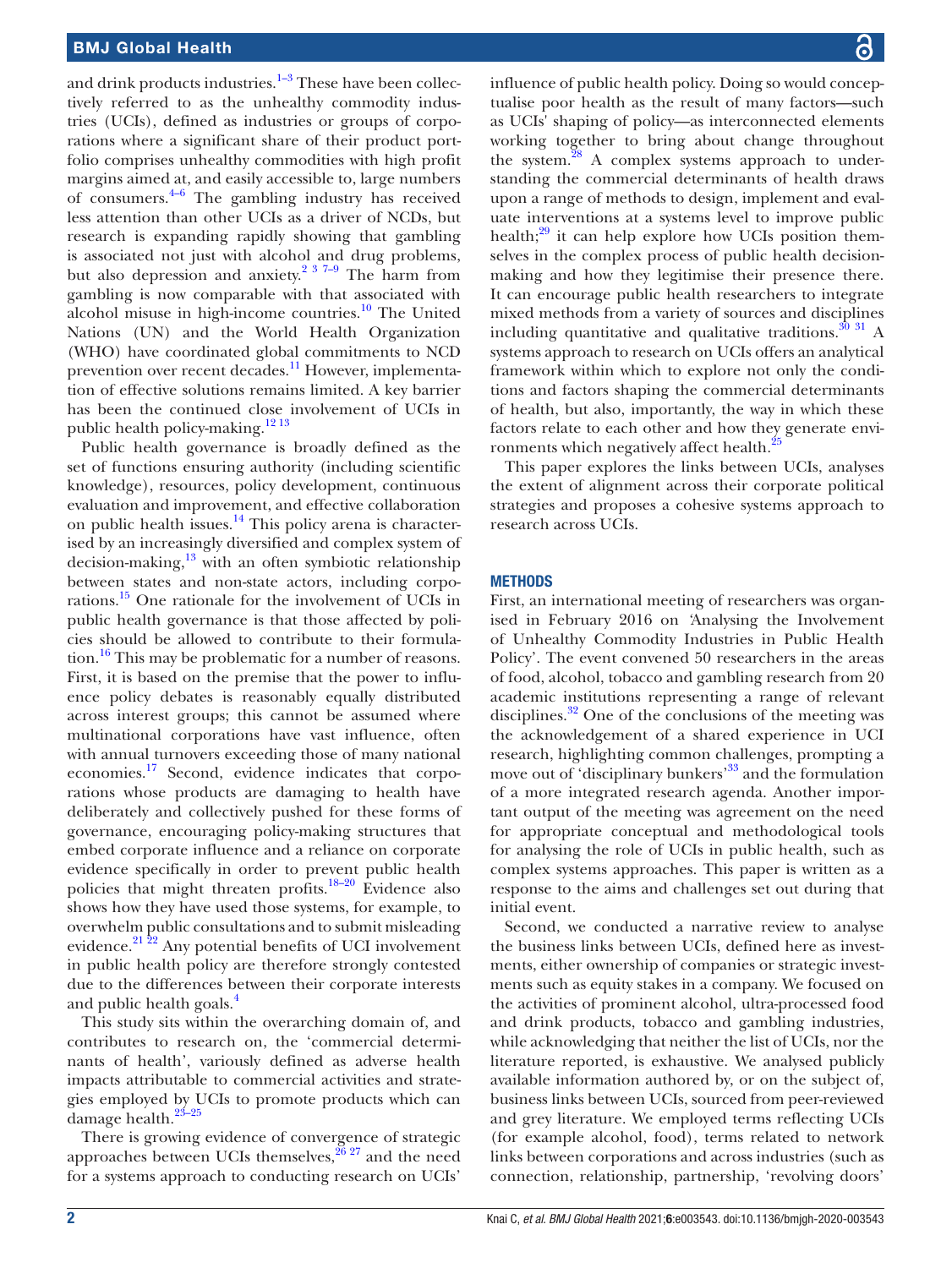and drink products industries.[1–3] These have been collectively referred to as the unhealthy commodity industries (UCIs), defined as industries or groups of corporations where a significant share of their product portfolio comprises unhealthy commodities with high profit margins aimed at, and easily accessible to, large numbers of consumers.[4–6] The gambling industry has received less attention than other UCIs as a driver of NCDs, but research is expanding rapidly showing that gambling is associated not just with alcohol and drug problems, but also depression and anxiety.[2 3 7–9] The harm from gambling is now comparable with that associated with alcohol misuse in high-income countries.[10] The United Nations (UN) and the World Health Organization (WHO) have coordinated global commitments to NCD prevention over recent decades.[11] However, implementation of effective solutions remains limited. A key barrier has been the continued close involvement of UCIs in public health policy-making.[12 13]

Public health governance is broadly defined as the set of functions ensuring authority (including scientific knowledge), resources, policy development, continuous evaluation and improvement, and effective collaboration on public health issues.[14] This policy arena is characterised by an increasingly diversified and complex system of decision-making,[13] with an often symbiotic relationship between states and non-state actors, including corporations.[15] One rationale for the involvement of UCIs in public health governance is that those affected by policies should be allowed to contribute to their formulation.[16] This may be problematic for a number of reasons. First, it is based on the premise that the power to influence policy debates is reasonably equally distributed across interest groups; this cannot be assumed where multinational corporations have vast influence, often with annual turnovers exceeding those of many national economies.[17] Second, evidence indicates that corporations whose products are damaging to health have deliberately and collectively pushed for these forms of governance, encouraging policy-making structures that embed corporate influence and a reliance on corporate evidence specifically in order to prevent public health policies that might threaten profits.[18–20] Evidence also shows how they have used those systems, for example, to overwhelm public consultations and to submit misleading evidence.[21 22] Any potential benefits of UCI involvement in public health policy are therefore strongly contested due to the differences between their corporate interests and public health goals.[4]

This study sits within the overarching domain of, and contributes to research on, the 'commercial determinants of health', variously defined as adverse health impacts attributable to commercial activities and strategies employed by UCIs to promote products which can damage health.[23–25]

There is growing evidence of convergence of strategic approaches between UCIs themselves,[26 27] and the need for a systems approach to conducting research on UCIs' influence of public health policy. Doing so would conceptualise poor health as the result of many factors—such as UCIs' shaping of policy—as interconnected elements working together to bring about change throughout the system.[28] A complex systems approach to understanding the commercial determinants of health draws upon a range of methods to design, implement and evaluate interventions at a systems level to improve public health;[29] it can help explore how UCIs position themselves in the complex process of public health decision-making and how they legitimise their presence there. It can encourage public health researchers to integrate mixed methods from a variety of sources and disciplines including quantitative and qualitative traditions.[30 31] A systems approach to research on UCIs offers an analytical framework within which to explore not only the conditions and factors shaping the commercial determinants of health, but also, importantly, the way in which these factors relate to each other and how they generate environments which negatively affect health.[25]

This paper explores the links between UCIs, analyses the extent of alignment across their corporate political strategies and proposes a cohesive systems approach to research across UCIs.

## METHODS

First, an international meeting of researchers was organised in February 2016 on 'Analysing the Involvement of Unhealthy Commodity Industries in Public Health Policy'. The event convened 50 researchers in the areas of food, alcohol, tobacco and gambling research from 20 academic institutions representing a range of relevant disciplines.[32] One of the conclusions of the meeting was the acknowledgement of a shared experience in UCI research, highlighting common challenges, prompting a move out of 'disciplinary bunkers'[33] and the formulation of a more integrated research agenda. Another important output of the meeting was agreement on the need for appropriate conceptual and methodological tools for analysing the role of UCIs in public health, such as complex systems approaches. This paper is written as a response to the aims and challenges set out during that initial event.

Second, we conducted a narrative review to analyse the business links between UCIs, defined here as investments, either ownership of companies or strategic investments such as equity stakes in a company. We focused on the activities of prominent alcohol, ultra-processed food and drink products, tobacco and gambling industries, while acknowledging that neither the list of UCIs, nor the literature reported, is exhaustive. We analysed publicly available information authored by, or on the subject of, business links between UCIs, sourced from peer-reviewed and grey literature. We employed terms reflecting UCIs (for example alcohol, food), terms related to network links between corporations and across industries (such as connection, relationship, partnership, 'revolving doors'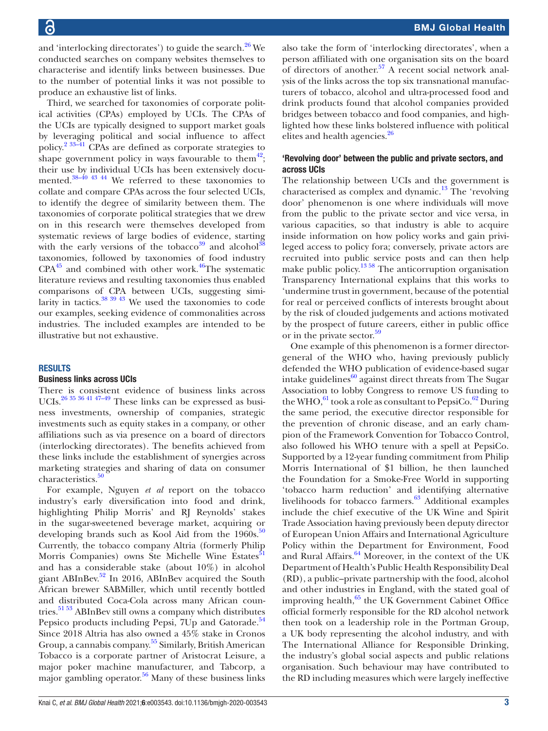and 'interlocking directorates') to guide the search.[26] We conducted searches on company websites themselves to characterise and identify links between businesses. Due to the number of potential links it was not possible to produce an exhaustive list of links.

Third, we searched for taxonomies of corporate political activities (CPAs) employed by UCIs. The CPAs of the UCIs are typically designed to support market goals by leveraging political and social influence to affect policy.[2 33–41] CPAs are defined as corporate strategies to shape government policy in ways favourable to them[42]; their use by individual UCIs has been extensively documented.[38–40 43 44] We referred to these taxonomies to collate and compare CPAs across the four selected UCIs, to identify the degree of similarity between them. The taxonomies of corporate political strategies that we drew on in this research were themselves developed from systematic reviews of large bodies of evidence, starting with the early versions of the tobacco[39] and alcohol[38] taxonomies, followed by taxonomies of food industry CPA[45] and combined with other work.[46]The systematic literature reviews and resulting taxonomies thus enabled comparisons of CPA between UCIs, suggesting similarity in tactics.[38 39 43] We used the taxonomies to code our examples, seeking evidence of commonalities across industries. The included examples are intended to be illustrative but not exhaustive.

## RESULTS

### Business links across UCIs

There is consistent evidence of business links across UCIs.[26 35 36 41 47–49] These links can be expressed as business investments, ownership of companies, strategic investments such as equity stakes in a company, or other affiliations such as via presence on a board of directors (interlocking directorates). The benefits achieved from these links include the establishment of synergies across marketing strategies and sharing of data on consumer characteristics.[50]

For example, Nguyen *et al* report on the tobacco industry's early diversification into food and drink, highlighting Philip Morris' and RJ Reynolds' stakes in the sugar-sweetened beverage market, acquiring or developing brands such as Kool Aid from the 1960s.[50] Currently, the tobacco company Altria (formerly Philip Morris Companies) owns Ste Michelle Wine Estates[51] and has a considerable stake (about 10%) in alcohol giant ABInBev.[52] In 2016, ABInBev acquired the South African brewer SABMiller, which until recently bottled and distributed Coca-Cola across many African countries.[51 53] ABInBev still owns a company which distributes Pepsico products including Pepsi, 7Up and Gatorade.[54] Since 2018 Altria has also owned a 45% stake in Cronos Group, a cannabis company.[55] Similarly, British American Tobacco is a corporate partner of Aristocrat Leisure, a major poker machine manufacturer, and Tabcorp, a major gambling operator.[56] Many of these business links also take the form of 'interlocking directorates', when a person affiliated with one organisation sits on the board of directors of another.[57] A recent social network analysis of the links across the top six transnational manufacturers of tobacco, alcohol and ultra-processed food and drink products found that alcohol companies provided bridges between tobacco and food companies, and highlighted how these links bolstered influence with political elites and health agencies.[26]

### 'Revolving door' between the public and private sectors, and across UCIs

The relationship between UCIs and the government is characterised as complex and dynamic.[13] The 'revolving door' phenomenon is one where individuals will move from the public to the private sector and vice versa, in various capacities, so that industry is able to acquire inside information on how policy works and gain privileged access to policy fora; conversely, private actors are recruited into public service posts and can then help make public policy.[13 58] The anticorruption organisation Transparency International explains that this works to 'undermine trust in government, because of the potential for real or perceived conflicts of interests brought about by the risk of clouded judgements and actions motivated by the prospect of future careers, either in public office or in the private sector.[59]

One example of this phenomenon is a former director-general of the WHO who, having previously publicly defended the WHO publication of evidence-based sugar intake guidelines[60] against direct threats from The Sugar Association to lobby Congress to remove US funding to the WHO,[61] took a role as consultant to PepsiCo.[62] During the same period, the executive director responsible for the prevention of chronic disease, and an early champion of the Framework Convention for Tobacco Control, also followed his WHO tenure with a spell at PepsiCo. Supported by a 12-year funding commitment from Philip Morris International of $1 billion, he then launched the Foundation for a Smoke-Free World in supporting 'tobacco harm reduction' and identifying alternative livelihoods for tobacco farmers.[63] Additional examples include the chief executive of the UK Wine and Spirit Trade Association having previously been deputy director of European Union Affairs and International Agriculture Policy within the Department for Environment, Food and Rural Affairs.[64] Moreover, in the context of the UK Department of Health's Public Health Responsibility Deal (RD), a public–private partnership with the food, alcohol and other industries in England, with the stated goal of improving health,[65] the UK Government Cabinet Office official formerly responsible for the RD alcohol network then took on a leadership role in the Portman Group, a UK body representing the alcohol industry, and with The International Alliance for Responsible Drinking, the industry's global social aspects and public relations organisation. Such behaviour may have contributed to the RD including measures which were largely ineffective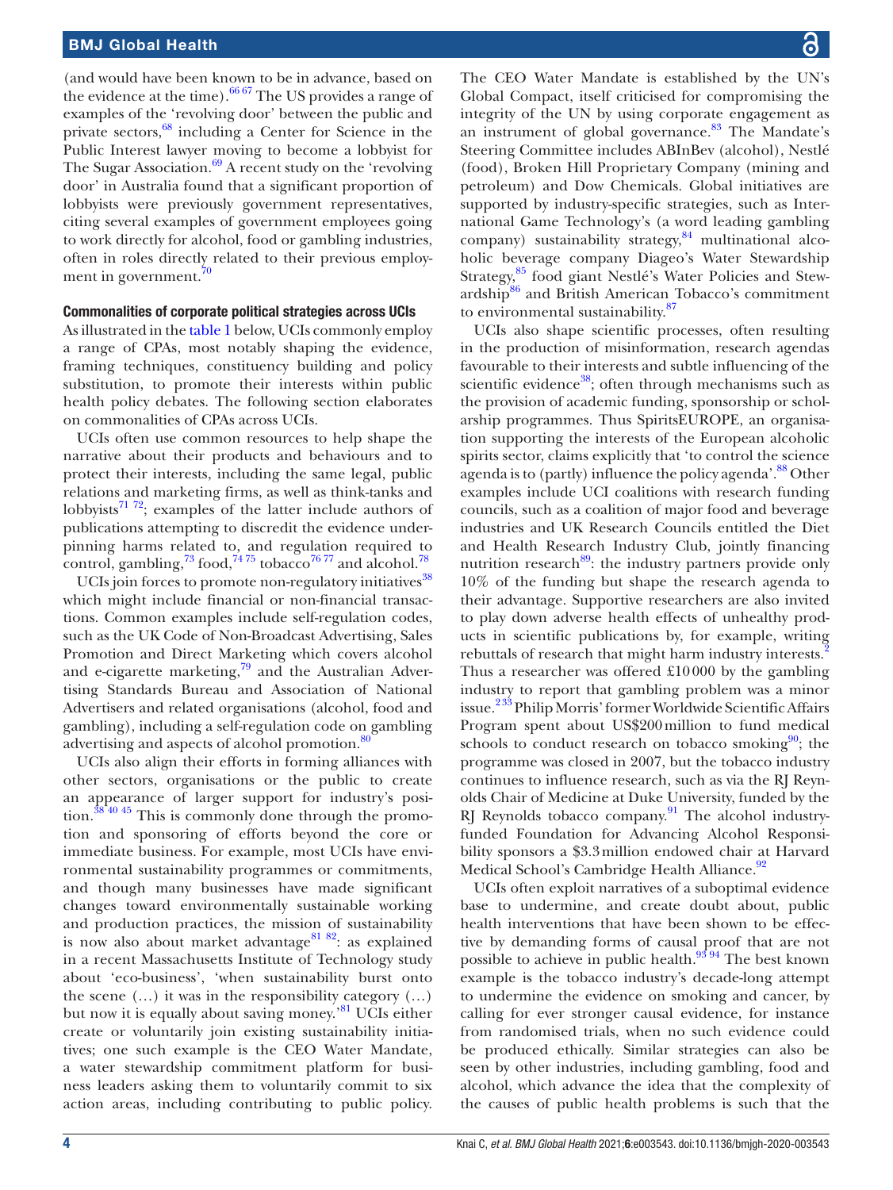(and would have been known to be in advance, based on the evidence at the time).[66,67] The US provides a range of examples of the 'revolving door' between the public and private sectors,[68] including a Center for Science in the Public Interest lawyer moving to become a lobbyist for The Sugar Association.[69] A recent study on the 'revolving door' in Australia found that a significant proportion of lobbyists were previously government representatives, citing several examples of government employees going to work directly for alcohol, food or gambling industries, often in roles directly related to their previous employment in government.[70]

#### Commonalities of corporate political strategies across UCIs

As illustrated in the table 1 below, UCIs commonly employ a range of CPAs, most notably shaping the evidence, framing techniques, constituency building and policy substitution, to promote their interests within public health policy debates. The following section elaborates on commonalities of CPAs across UCIs.

UCIs often use common resources to help shape the narrative about their products and behaviours and to protect their interests, including the same legal, public relations and marketing firms, as well as think-tanks and lobbyists[71,72]; examples of the latter include authors of publications attempting to discredit the evidence underpinning harms related to, and regulation required to control, gambling,[73] food,[74,75] tobacco[76,77] and alcohol.[78]

UCIs join forces to promote non-regulatory initiatives[38] which might include financial or non-financial transactions. Common examples include self-regulation codes, such as the UK Code of Non-Broadcast Advertising, Sales Promotion and Direct Marketing which covers alcohol and e-cigarette marketing,[79] and the Australian Advertising Standards Bureau and Association of National Advertisers and related organisations (alcohol, food and gambling), including a self-regulation code on gambling advertising and aspects of alcohol promotion.[80]

UCIs also align their efforts in forming alliances with other sectors, organisations or the public to create an appearance of larger support for industry's position.[38,40,45] This is commonly done through the promotion and sponsoring of efforts beyond the core or immediate business. For example, most UCIs have environmental sustainability programmes or commitments, and though many businesses have made significant changes toward environmentally sustainable working and production practices, the mission of sustainability is now also about market advantage[81,82]: as explained in a recent Massachusetts Institute of Technology study about 'eco-business', 'when sustainability burst onto the scene (…) it was in the responsibility category (…) but now it is equally about saving money.'[81] UCIs either create or voluntarily join existing sustainability initiatives; one such example is the CEO Water Mandate, a water stewardship commitment platform for business leaders asking them to voluntarily commit to six action areas, including contributing to public policy. The CEO Water Mandate is established by the UN's Global Compact, itself criticised for compromising the integrity of the UN by using corporate engagement as an instrument of global governance.[83] The Mandate's Steering Committee includes ABInBev (alcohol), Nestlé (food), Broken Hill Proprietary Company (mining and petroleum) and Dow Chemicals. Global initiatives are supported by industry-specific strategies, such as International Game Technology's (a word leading gambling company) sustainability strategy,[84] multinational alcoholic beverage company Diageo's Water Stewardship Strategy,[85] food giant Nestlé's Water Policies and Stewardship[86] and British American Tobacco's commitment to environmental sustainability.[87]

UCIs also shape scientific processes, often resulting in the production of misinformation, research agendas favourable to their interests and subtle influencing of the scientific evidence[38]; often through mechanisms such as the provision of academic funding, sponsorship or scholarship programmes. Thus SpiritsEUROPE, an organisation supporting the interests of the European alcoholic spirits sector, claims explicitly that 'to control the science agenda is to (partly) influence the policy agenda'.[88] Other examples include UCI coalitions with research funding councils, such as a coalition of major food and beverage industries and UK Research Councils entitled the Diet and Health Research Industry Club, jointly financing nutrition research[89]: the industry partners provide only 10% of the funding but shape the research agenda to their advantage. Supportive researchers are also invited to play down adverse health effects of unhealthy products in scientific publications by, for example, writing rebuttals of research that might harm industry interests.[2] Thus a researcher was offered £10000 by the gambling industry to report that gambling problem was a minor issue.[2,33] Philip Morris' former Worldwide Scientific Affairs Program spent about US$200million to fund medical schools to conduct research on tobacco smoking[90]; the programme was closed in 2007, but the tobacco industry continues to influence research, such as via the RJ Reynolds Chair of Medicine at Duke University, funded by the RJ Reynolds tobacco company.[91] The alcohol industry-funded Foundation for Advancing Alcohol Responsibility sponsors a $3.3million endowed chair at Harvard Medical School's Cambridge Health Alliance.[92]

UCIs often exploit narratives of a suboptimal evidence base to undermine, and create doubt about, public health interventions that have been shown to be effective by demanding forms of causal proof that are not possible to achieve in public health.[93,94] The best known example is the tobacco industry's decade-long attempt to undermine the evidence on smoking and cancer, by calling for ever stronger causal evidence, for instance from randomised trials, when no such evidence could be produced ethically. Similar strategies can also be seen by other industries, including gambling, food and alcohol, which advance the idea that the complexity of the causes of public health problems is such that the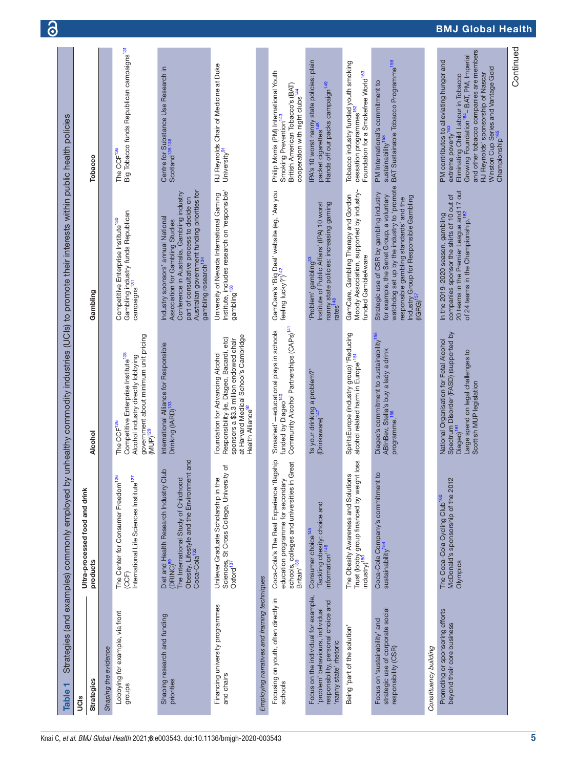**Table 1** Strategies (and examples) commonly employed by unhealthy commodity industries (UCIs) to promote their interests within public health policies

| UCIs Strategies | Ultra-processed food and drink products | Alcohol | Gambling | Tobacco |
|---|---|---|---|---|
| *Shaping the evidence* | | | | |
| Lobbying for example, via front groups | The Center for Consumer Freedom[126] (CCF) International Life Sciences Institute[127] | The CCF[126] Competitive Enterprise Institute[128] Alcohol industry directly lobbying government about minimum unit pricing (MUP)[129] | Competitive Enterprise Institute[130] Gambling industry funds Republican campaigns[131] | The CCF[126] Big Tobacco funds Republican campaigns[131] |
| Shaping research and funding priorities | Diet and Health Research Industry Club (DRINC)[89] The International Study of Childhood Obesity, Lifestyle and the Environment and Coca-Cola[132] | International Alliance for Responsible Drinking (IARD)[133] | Industry sponsors' annual National Association for Gambling Studies Conference in Australia. Gambling industry part of consultative process to decide on Australian government funding priorities for gambling research[134] | Centre for Substance Use Research in Scotland[135 136] |
| Financing university programmes and chairs | Unilever Graduate Scholarship in the Sciences, St Cross College, University of Oxford[137] | Foundation for Advancing Alcohol Responsibility (ie, Diageo, Bacardi, etc) sponsors a $3.3 million endowed chair at Harvard Medical School's Cambridge Health Alliance[92] | University of Nevada International Gaming Institute, includes research on 'responsible' gambling[138] | RJ Reynolds Chair of Medicine at Duke University[91] |
| *Employing narratives and framing techniques* | | | | |
| Focusing on youth, often directly in schools | Coca-Cola's The Real Experience 'flagship education programme for secondary schools, colleges and universities in Great Britain'[139] | 'Smashed'—educational plays in schools funded by Diageo[140] Community Alcohol Partnerships (CAPs)[141] | GamCare's 'Big Deal' website (eg, 'Are you feeling lucky?')[142] | Philip Morris (PM) International Youth Smoking Prevention[143] British American Tobacco's (BAT) cooperation with night clubs[144] |
| Focus on the individual for example, 'problem' behaviours, individual responsibility, personal choice and 'nanny state' rhetoric | Consumer choice[145] 'Tackling obesity: choice and information'[146] | 'Is your drinking a problem?' (Drinkaware)[147] | 'Problem' gambling[33] Institute of Public Affairs' (IPA) 10 worst nanny state policies: increasing gaming rates[148] | IPA's 10 worst nanny state policies: plain packet cigarettes[148] Hands off our packs campaign[149] |
| Being 'part of the solution' | The Obesity Awareness and Solutions Trust (lobby group financed by weight loss industry)[150] | SpiritsEurope (industry group) 'Reducing alcohol related harm in Europe'[151] | GamCare, Gambling Therapy and Gordon Moody Association, supported by industry-funded GambleAware | Tobacco industry funded youth smoking cessation programmes[152] Foundation for a Smokefree World[153] |
| Focus on 'sustainability' and strategic use of corporate social responsibility (CSR) | Coca-Cola Company's commitment to sustainability[154] | Diageo's commitment to sustainability[155] ABInBev, Stella's buy a lady a drink programme.[156] | Strategic use of CSR by gambling industry for example, the Senet Group, a voluntary watchdog set up by the industry to 'promote responsible gambling standards' and the Industry Group for Responsible Gambling (IGRG)[157] | PM International's commitment to sustainability[158] BAT Sustainable Tobacco Programme[159] |
| *Constituency building* | | | | |
| Promoting or sponsoring efforts beyond their core business | The Coca-Cola Cycling Club[160] McDonald's sponsorship of the 2012 Olympics | National Organisation for Fetal Alcohol Spectrum Disorder (FASD) (supported by Diageo)[161] Large spend on legal challenges to Scottish MUP legislation | In the 2019–2020 season, gambling companies sponsor the shirts of 10 out of 20 teams in the Premier League and 17 out of 24 teams in the Championship.[162] | PM contributes to alleviating hunger and extreme poverty[163] Eliminating Child Labour in Tobacco Growing Foundation[164]– BAT, PM, Imperial and other tobacco companies are members RJ Reynolds' sponsorship of Nascar Winston Cup Series and Vantage Gold Championship[165] |

Continued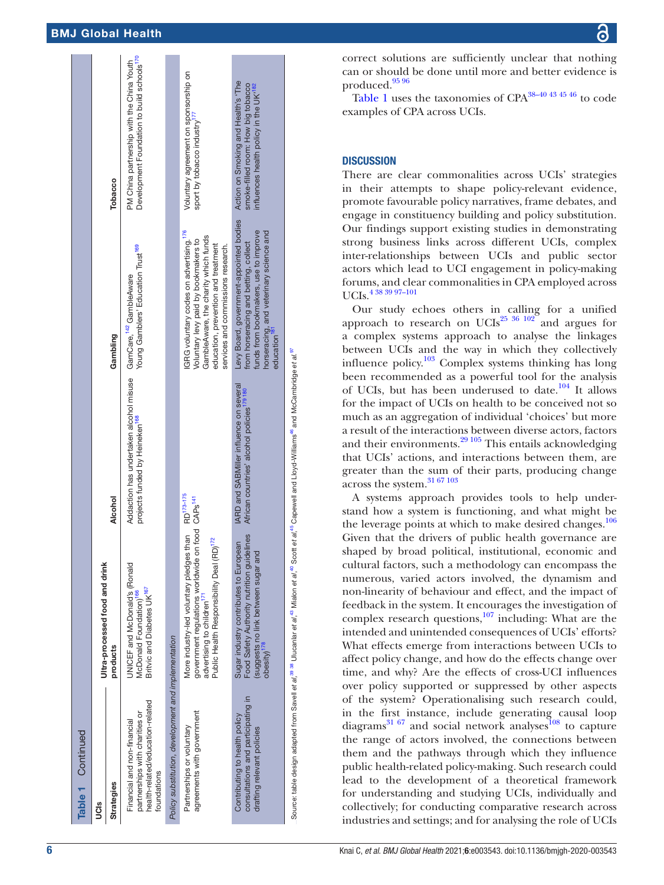**Table 1** Continued

| UCIs | | | | |
|---|---|---|---|---|
| **Strategies** | **Ultra-processed food and drink products** | **Alcohol** | **Gambling** | **Tobacco** |
| Financial and non-financial partnerships with charities or health-related/education-related foundations | UNICEF and McDonald's (Ronald McDonald Foundation)[166] Britvic and Diabetes UK[167] | Addaction has undertaken alcohol misuse projects funded by Heineken[168] | GamCare,[142] GambleAware Young Gamblers' Education Trust[169] | PM China partnership with the China Youth Development Foundation to build schools[170] |
| *Policy substitution, development and implementation* | | | | |
| Partnerships or voluntary agreements with government | More industry-led voluntary pledges than government regulations worldwide on food advertising to children[171] Public Health Responsibility Deal (RD)[172] | RD[173–175] CAPs[141] | IGRG voluntary codes on advertising.[176] Voluntary levy paid by bookmakers to GambleAware, the charity which funds education, prevention and treatment services and commissions research. | Voluntary agreement on sponsorship on sport by tobacco industry[177] |
| Contributing to health policy consultations and participating in drafting relevant policies | Sugar industry contributes to European Food Safety Authority nutrition guidelines (suggests no link between sugar and obesity)[178] | IARD and SABMiller influence on several African countries' alcohol policies[179 180] | Levy Board, government-appointed bodies from horseracing and betting, collect funds from bookmakers, use to improve horseracing, and veterinary science and education[181] | Action on Smoking and Health's 'The smoke-filled room: How big tobacco influences health policy in the UK'[182] |

Source: table design adapted from Savell *et al*,[39 38] Ulucanlar *et al*,[43] Mialon *et al*,[40] Scott *et al*,[45] Capewell and Lloyd-Williams[46] and McCambridge *et al*.[97]

correct solutions are sufficiently unclear that nothing can or should be done until more and better evidence is produced.[95 96]

Table 1 uses the taxonomies of CPA[38–40 43 45 46] to code examples of CPA across UCIs.

## DISCUSSION

There are clear commonalities across UCIs' strategies in their attempts to shape policy-relevant evidence, promote favourable policy narratives, frame debates, and engage in constituency building and policy substitution. Our findings support existing studies in demonstrating strong business links across different UCIs, complex inter-relationships between UCIs and public sector actors which lead to UCI engagement in policy-making forums, and clear commonalities in CPA employed across UCIs.[4 38 39 97–101]

Our study echoes others in calling for a unified approach to research on UCIs[25 36 102] and argues for a complex systems approach to analyse the linkages between UCIs and the way in which they collectively influence policy.[103] Complex systems thinking has long been recommended as a powerful tool for the analysis of UCIs, but has been underused to date.[104] It allows for the impact of UCIs on health to be conceived not so much as an aggregation of individual 'choices' but more a result of the interactions between diverse actors, factors and their environments.[29 105] This entails acknowledging that UCIs' actions, and interactions between them, are greater than the sum of their parts, producing change across the system.[31 67 103]

A systems approach provides tools to help understand how a system is functioning, and what might be the leverage points at which to make desired changes.[106] Given that the drivers of public health governance are shaped by broad political, institutional, economic and cultural factors, such a methodology can encompass the numerous, varied actors involved, the dynamism and non-linearity of behaviour and effect, and the impact of feedback in the system. It encourages the investigation of complex research questions,[107] including: What are the intended and unintended consequences of UCIs' efforts? What effects emerge from interactions between UCIs to affect policy change, and how do the effects change over time, and why? Are the effects of cross-UCI influences over policy supported or suppressed by other aspects of the system? Operationalising such research could, in the first instance, include generating causal loop diagrams[31 67] and social network analyses[108] to capture the range of actors involved, the connections between them and the pathways through which they influence public health-related policy-making. Such research could lead to the development of a theoretical framework for understanding and studying UCIs, individually and collectively; for conducting comparative research across industries and settings; and for analysing the role of UCIs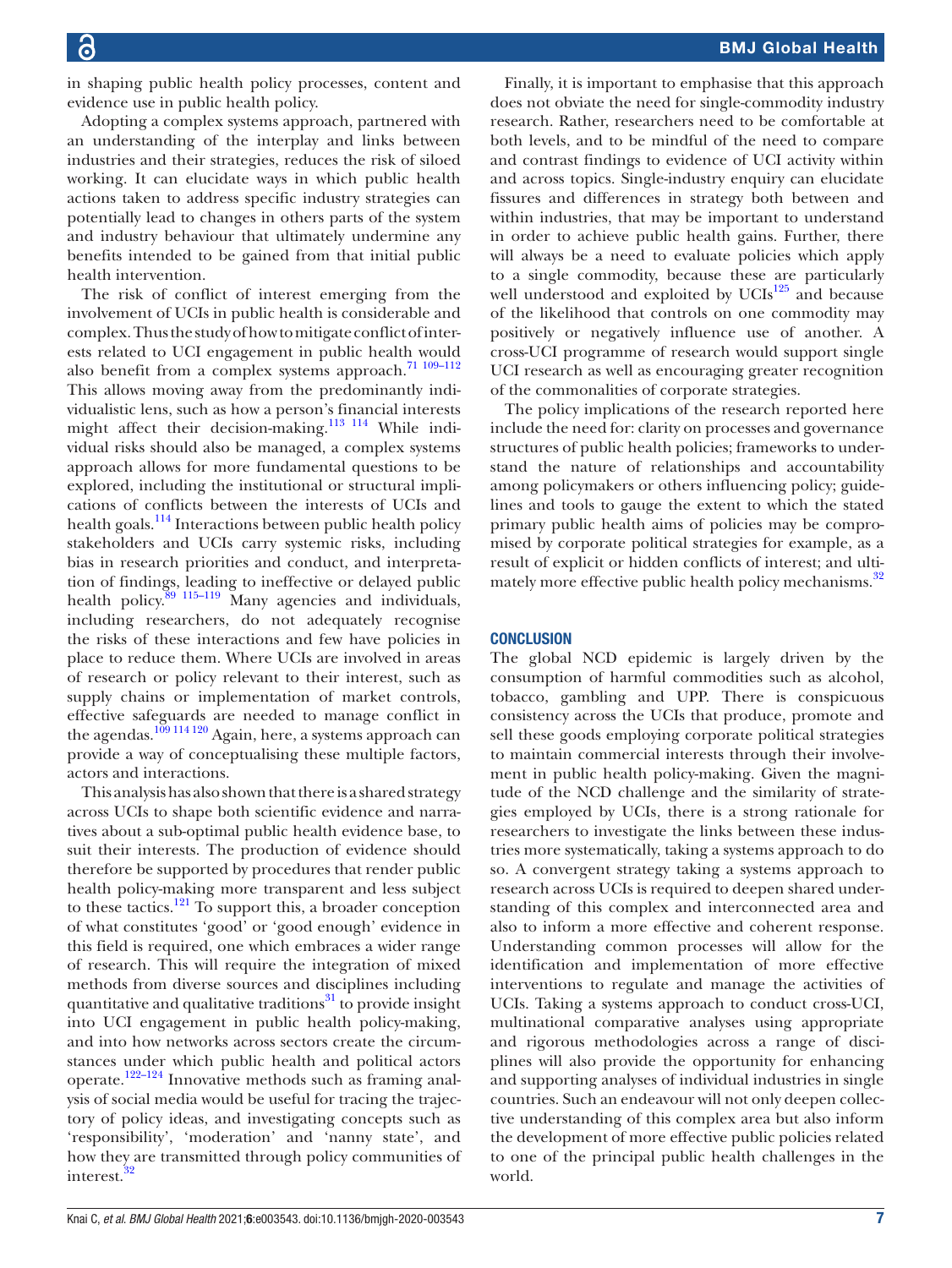in shaping public health policy processes, content and evidence use in public health policy.

Adopting a complex systems approach, partnered with an understanding of the interplay and links between industries and their strategies, reduces the risk of siloed working. It can elucidate ways in which public health actions taken to address specific industry strategies can potentially lead to changes in others parts of the system and industry behaviour that ultimately undermine any benefits intended to be gained from that initial public health intervention.

The risk of conflict of interest emerging from the involvement of UCIs in public health is considerable and complex. Thus the study of how to mitigate conflict of interests related to UCI engagement in public health would also benefit from a complex systems approach.[71 109–112] This allows moving away from the predominantly individualistic lens, such as how a person's financial interests might affect their decision-making.[113 114] While individual risks should also be managed, a complex systems approach allows for more fundamental questions to be explored, including the institutional or structural implications of conflicts between the interests of UCIs and health goals.[114] Interactions between public health policy stakeholders and UCIs carry systemic risks, including bias in research priorities and conduct, and interpretation of findings, leading to ineffective or delayed public health policy.[89 115–119] Many agencies and individuals, including researchers, do not adequately recognise the risks of these interactions and few have policies in place to reduce them. Where UCIs are involved in areas of research or policy relevant to their interest, such as supply chains or implementation of market controls, effective safeguards are needed to manage conflict in the agendas.[109 114 120] Again, here, a systems approach can provide a way of conceptualising these multiple factors, actors and interactions.

This analysis has also shown that there is a shared strategy across UCIs to shape both scientific evidence and narratives about a sub-optimal public health evidence base, to suit their interests. The production of evidence should therefore be supported by procedures that render public health policy-making more transparent and less subject to these tactics.[121] To support this, a broader conception of what constitutes 'good' or 'good enough' evidence in this field is required, one which embraces a wider range of research. This will require the integration of mixed methods from diverse sources and disciplines including quantitative and qualitative traditions[31] to provide insight into UCI engagement in public health policy-making, and into how networks across sectors create the circumstances under which public health and political actors operate.[122–124] Innovative methods such as framing analysis of social media would be useful for tracing the trajectory of policy ideas, and investigating concepts such as 'responsibility', 'moderation' and 'nanny state', and how they are transmitted through policy communities of interest.[32]

Finally, it is important to emphasise that this approach does not obviate the need for single-commodity industry research. Rather, researchers need to be comfortable at both levels, and to be mindful of the need to compare and contrast findings to evidence of UCI activity within and across topics. Single-industry enquiry can elucidate fissures and differences in strategy both between and within industries, that may be important to understand in order to achieve public health gains. Further, there will always be a need to evaluate policies which apply to a single commodity, because these are particularly well understood and exploited by UCIs[125] and because of the likelihood that controls on one commodity may positively or negatively influence use of another. A cross-UCI programme of research would support single UCI research as well as encouraging greater recognition of the commonalities of corporate strategies.

The policy implications of the research reported here include the need for: clarity on processes and governance structures of public health policies; frameworks to understand the nature of relationships and accountability among policymakers or others influencing policy; guidelines and tools to gauge the extent to which the stated primary public health aims of policies may be compromised by corporate political strategies for example, as a result of explicit or hidden conflicts of interest; and ultimately more effective public health policy mechanisms.[32]

## CONCLUSION

The global NCD epidemic is largely driven by the consumption of harmful commodities such as alcohol, tobacco, gambling and UPP. There is conspicuous consistency across the UCIs that produce, promote and sell these goods employing corporate political strategies to maintain commercial interests through their involvement in public health policy-making. Given the magnitude of the NCD challenge and the similarity of strategies employed by UCIs, there is a strong rationale for researchers to investigate the links between these industries more systematically, taking a systems approach to do so. A convergent strategy taking a systems approach to research across UCIs is required to deepen shared understanding of this complex and interconnected area and also to inform a more effective and coherent response. Understanding common processes will allow for the identification and implementation of more effective interventions to regulate and manage the activities of UCIs. Taking a systems approach to conduct cross-UCI, multinational comparative analyses using appropriate and rigorous methodologies across a range of disciplines will also provide the opportunity for enhancing and supporting analyses of individual industries in single countries. Such an endeavour will not only deepen collective understanding of this complex area but also inform the development of more effective public policies related to one of the principal public health challenges in the world.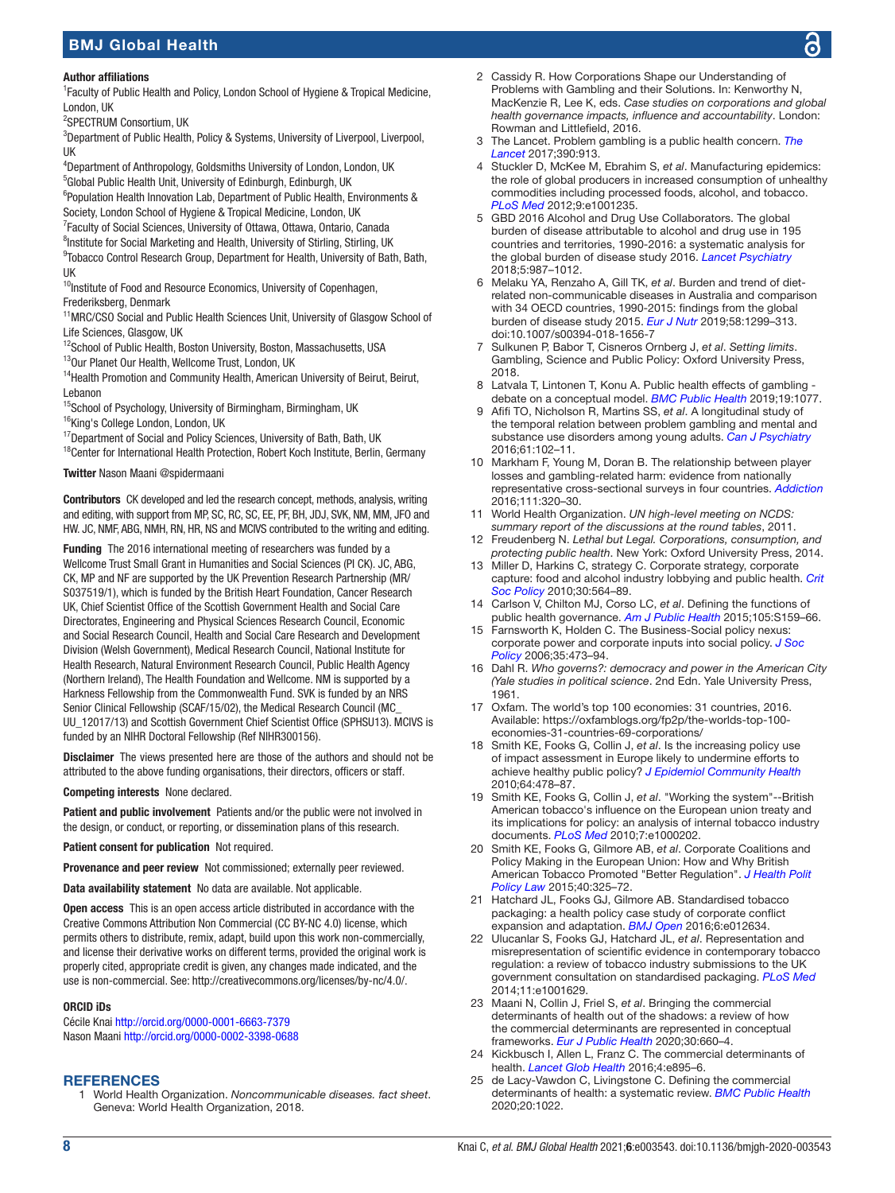**Author affiliations**

[1]Faculty of Public Health and Policy, London School of Hygiene & Tropical Medicine, London, UK
[2]SPECTRUM Consortium, UK
[3]Department of Public Health, Policy & Systems, University of Liverpool, Liverpool, UK
[4]Department of Anthropology, Goldsmiths University of London, London, UK
[5]Global Public Health Unit, University of Edinburgh, Edinburgh, UK
[6]Population Health Innovation Lab, Department of Public Health, Environments & Society, London School of Hygiene & Tropical Medicine, London, UK
[7]Faculty of Social Sciences, University of Ottawa, Ottawa, Ontario, Canada
[8]Institute for Social Marketing and Health, University of Stirling, Stirling, UK
[9]Tobacco Control Research Group, Department for Health, University of Bath, Bath, UK
[10]Institute of Food and Resource Economics, University of Copenhagen, Frederiksberg, Denmark
[11]MRC/CSO Social and Public Health Sciences Unit, University of Glasgow School of Life Sciences, Glasgow, UK
[12]School of Public Health, Boston University, Boston, Massachusetts, USA
[13]Our Planet Our Health, Wellcome Trust, London, UK
[14]Health Promotion and Community Health, American University of Beirut, Beirut, Lebanon
[15]School of Psychology, University of Birmingham, Birmingham, UK
[16]King's College London, London, UK
[17]Department of Social and Policy Sciences, University of Bath, Bath, UK
[18]Center for International Health Protection, Robert Koch Institute, Berlin, Germany

**Twitter** Nason Maani @spidermaani

**Contributors** CK developed and led the research concept, methods, analysis, writing and editing, with support from MP, SC, RC, SC, EE, PF, BH, JDJ, SVK, NM, MM, JFO and HW. JC, NMF, ABG, NMH, RN, HR, NS and MCIVS contributed to the writing and editing.

**Funding** The 2016 international meeting of researchers was funded by a Wellcome Trust Small Grant in Humanities and Social Sciences (PI CK). JC, ABG, CK, MP and NF are supported by the UK Prevention Research Partnership (MR/S037519/1), which is funded by the British Heart Foundation, Cancer Research UK, Chief Scientist Office of the Scottish Government Health and Social Care Directorates, Engineering and Physical Sciences Research Council, Economic and Social Research Council, Health and Social Care Research and Development Division (Welsh Government), Medical Research Council, National Institute for Health Research, Natural Environment Research Council, Public Health Agency (Northern Ireland), The Health Foundation and Wellcome. NM is supported by a Harkness Fellowship from the Commonwealth Fund. SVK is funded by an NRS Senior Clinical Fellowship (SCAF/15/02), the Medical Research Council (MC_UU_12017/13) and Scottish Government Chief Scientist Office (SPHSU13). MCIVS is funded by an NIHR Doctoral Fellowship (Ref NIHR300156).

**Disclaimer** The views presented here are those of the authors and should not be attributed to the above funding organisations, their directors, officers or staff.

**Competing interests** None declared.

**Patient and public involvement** Patients and/or the public were not involved in the design, or conduct, or reporting, or dissemination plans of this research.

**Patient consent for publication** Not required.

**Provenance and peer review** Not commissioned; externally peer reviewed.

**Data availability statement** No data are available. Not applicable.

**Open access** This is an open access article distributed in accordance with the Creative Commons Attribution Non Commercial (CC BY-NC 4.0) license, which permits others to distribute, remix, adapt, build upon this work non-commercially, and license their derivative works on different terms, provided the original work is properly cited, appropriate credit is given, any changes made indicated, and the use is non-commercial. See: http://creativecommons.org/licenses/by-nc/4.0/.

**ORCID iDs**

Cécile Knai http://orcid.org/0000-0001-6663-7379
Nason Maani http://orcid.org/0000-0002-3398-0688

## REFERENCES

1. World Health Organization. *Noncommunicable diseases. fact sheet*. Geneva: World Health Organization, 2018.
2. Cassidy R. How Corporations Shape our Understanding of Problems with Gambling and their Solutions. In: Kenworthy N, MacKenzie R, Lee K, eds. *Case studies on corporations and global health governance impacts, influence and accountability*. London: Rowman and Littlefield, 2016.
3. The Lancet. Problem gambling is a public health concern. *The Lancet* 2017;390:913.
4. Stuckler D, McKee M, Ebrahim S, *et al*. Manufacturing epidemics: the role of global producers in increased consumption of unhealthy commodities including processed foods, alcohol, and tobacco. *PLoS Med* 2012;9:e1001235.
5. GBD 2016 Alcohol and Drug Use Collaborators. The global burden of disease attributable to alcohol and drug use in 195 countries and territories, 1990-2016: a systematic analysis for the global burden of disease study 2016. *Lancet Psychiatry* 2018;5:987–1012.
6. Melaku YA, Renzaho A, Gill TK, *et al*. Burden and trend of diet-related non-communicable diseases in Australia and comparison with 34 OECD countries, 1990-2015: findings from the global burden of disease study 2015. *Eur J Nutr* 2019;58:1299–313. doi:10.1007/s00394-018-1656-7
7. Sulkunen P, Babor T, Cisneros Ornberg J, *et al*. *Setting limits*. Gambling, Science and Public Policy: Oxford University Press, 2018.
8. Latvala T, Lintonen T, Konu A. Public health effects of gambling - debate on a conceptual model. *BMC Public Health* 2019;19:1077.
9. Afifi TO, Nicholson R, Martins SS, *et al*. A longitudinal study of the temporal relation between problem gambling and mental and substance use disorders among young adults. *Can J Psychiatry* 2016;61:102–11.
10. Markham F, Young M, Doran B. The relationship between player losses and gambling-related harm: evidence from nationally representative cross-sectional surveys in four countries. *Addiction* 2016;111:320–30.
11. World Health Organization. *UN high-level meeting on NCDS: summary report of the discussions at the round tables*, 2011.
12. Freudenberg N. *Lethal but Legal. Corporations, consumption, and protecting public health*. New York: Oxford University Press, 2014.
13. Miller D, Harkins C, strategy C. Corporate strategy, corporate capture: food and alcohol industry lobbying and public health. *Crit Soc Policy* 2010;30:564–89.
14. Carlson V, Chilton MJ, Corso LC, *et al*. Defining the functions of public health governance. *Am J Public Health* 2015;105:S159–66.
15. Farnsworth K, Holden C. The Business-Social policy nexus: corporate power and corporate inputs into social policy. *J Soc Policy* 2006;35:473–94.
16. Dahl R. *Who governs?: democracy and power in the American City (Yale studies in political science*. 2nd Edn. Yale University Press, 1961.
17. Oxfam. The world's top 100 economies: 31 countries, 2016. Available: https://oxfamblogs.org/fp2p/the-worlds-top-100-economies-31-countries-69-corporations/
18. Smith KE, Fooks G, Collin J, *et al*. Is the increasing policy use of impact assessment in Europe likely to undermine efforts to achieve healthy public policy? *J Epidemiol Community Health* 2010;64:478–87.
19. Smith KE, Fooks G, Collin J, *et al*. "Working the system"--British American tobacco's influence on the European union treaty and its implications for policy: an analysis of internal tobacco industry documents. *PLoS Med* 2010;7:e1000202.
20. Smith KE, Fooks G, Gilmore AB, *et al*. Corporate Coalitions and Policy Making in the European Union: How and Why British American Tobacco Promoted "Better Regulation". *J Health Polit Policy Law* 2015;40:325–72.
21. Hatchard JL, Fooks GJ, Gilmore AB. Standardised tobacco packaging: a health policy case study of corporate conflict expansion and adaptation. *BMJ Open* 2016;6:e012634.
22. Ulucanlar S, Fooks GJ, Hatchard JL, *et al*. Representation and misrepresentation of scientific evidence in contemporary tobacco regulation: a review of tobacco industry submissions to the UK government consultation on standardised packaging. *PLoS Med* 2014;11:e1001629.
23. Maani N, Collin J, Friel S, *et al*. Bringing the commercial determinants of health out of the shadows: a review of how the commercial determinants are represented in conceptual frameworks. *Eur J Public Health* 2020;30:660–4.
24. Kickbusch I, Allen L, Franz C. The commercial determinants of health. *Lancet Glob Health* 2016;4:e895–6.
25. de Lacy-Vawdon C, Livingstone C. Defining the commercial determinants of health: a systematic review. *BMC Public Health* 2020;20:1022.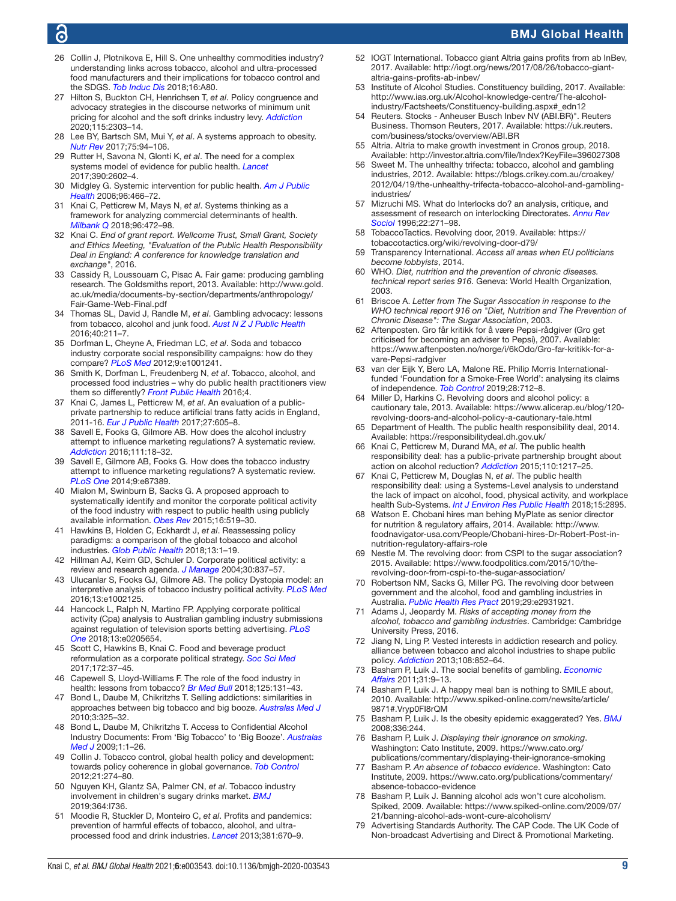26 Collin J, Plotnikova E, Hill S. One unhealthy commodities industry? understanding links across tobacco, alcohol and ultra-processed food manufacturers and their implications for tobacco control and the SDGS. *Tob Induc Dis* 2018;16:A80.

27 Hilton S, Buckton CH, Henrichsen T, *et al*. Policy congruence and advocacy strategies in the discourse networks of minimum unit pricing for alcohol and the soft drinks industry levy. *Addiction* 2020;115:2303–14.

28 Lee BY, Bartsch SM, Mui Y, *et al*. A systems approach to obesity. *Nutr Rev* 2017;75:94–106.

29 Rutter H, Savona N, Glonti K, *et al*. The need for a complex systems model of evidence for public health. *Lancet* 2017;390:2602–4.

30 Midgley G. Systemic intervention for public health. *Am J Public Health* 2006;96:466–72.

31 Knai C, Petticrew M, Mays N, *et al*. Systems thinking as a framework for analyzing commercial determinants of health. *Milbank Q* 2018;96:472–98.

32 Knai C. *End of grant report. Wellcome Trust, Small Grant, Society and Ethics Meeting, "Evaluation of the Public Health Responsibility Deal in England: A conference for knowledge translation and exchange"*, 2016.

33 Cassidy R, Loussouarn C, Pisac A. A fair game: producing gambling research. The Goldsmiths report, 2013. Available: http://www.gold.ac.uk/media/documents-by-section/departments/anthropology/Fair-Game-Web-Final.pdf

34 Thomas SL, David J, Randle M, *et al*. Gambling advocacy: lessons from tobacco, alcohol and junk food. *Aust N Z J Public Health* 2016;40:211–7.

35 Dorfman L, Cheyne A, Friedman LC, *et al*. Soda and tobacco industry corporate social responsibility campaigns: how do they compare? *PLoS Med* 2012;9:e1001241.

36 Smith K, Dorfman L, Freudenberg N, *et al*. Tobacco, alcohol, and processed food industries – why do public health practitioners view them so differently? *Front Public Health* 2016;4.

37 Knai C, James L, Petticrew M, *et al*. An evaluation of a public-private partnership to reduce artificial trans fatty acids in England, 2011-16. *Eur J Public Health* 2017;27:605–8.

38 Savell E, Fooks G, Gilmore AB. How does the alcohol industry attempt to influence marketing regulations? A systematic review. *Addiction* 2016;111:18–32.

39 Savell E, Gilmore AB, Fooks G. How does the tobacco industry attempt to influence marketing regulations? A systematic review. *PLoS One* 2014;9:e87389.

40 Mialon M, Swinburn B, Sacks G. A proposed approach to systematically identify and monitor the corporate political activity of the food industry with respect to public health using publicly available information. *Obes Rev* 2015;16:519–30.

41 Hawkins B, Holden C, Eckhardt J, *et al*. Reassessing policy paradigms: a comparison of the global tobacco and alcohol industries. *Glob Public Health* 2018;13:1–19.

42 Hillman AJ, Keim GD, Schuler D. Corporate political activity: a review and research agenda. *J Manage* 2004;30:837–57.

43 Ulucanlar S, Fooks GJ, Gilmore AB. The policy Dystopia model: an interpretive analysis of tobacco industry political activity. *PLoS Med* 2016;13:e1002125.

44 Hancock L, Ralph N, Martino FP. Applying corporate political activity (Cpa) analysis to Australian gambling industry submissions against regulation of television sports betting advertising. *PLoS One* 2018;13:e0205654.

45 Scott C, Hawkins B, Knai C. Food and beverage product reformulation as a corporate political strategy. *Soc Sci Med* 2017;172:37–45.

46 Capewell S, Lloyd-Williams F. The role of the food industry in health: lessons from tobacco? *Br Med Bull* 2018;125:131–43.

47 Bond L, Daube M, Chikritzhs T. Selling addictions: similarities in approaches between big tobacco and big booze. *Australas Med J* 2010;3:325–32.

48 Bond L, Daube M, Chikritzhs T. Access to Confidential Alcohol Industry Documents: From 'Big Tobacco' to 'Big Booze'. *Australas Med J* 2009;1:1–26.

49 Collin J. Tobacco control, global health policy and development: towards policy coherence in global governance. *Tob Control* 2012;21:274–80.

50 Nguyen KH, Glantz SA, Palmer CN, *et al*. Tobacco industry involvement in children's sugary drinks market. *BMJ* 2019;364:l736.

51 Moodie R, Stuckler D, Monteiro C, *et al*. Profits and pandemics: prevention of harmful effects of tobacco, alcohol, and ultra-processed food and drink industries. *Lancet* 2013;381:670–9.

52 IOGT International. Tobacco giant Altria gains profits from ab InBev, 2017. Available: http://iogt.org/news/2017/08/26/tobacco-giant-altria-gains-profits-ab-inbev/

53 Institute of Alcohol Studies. Constituency building, 2017. Available: http://www.ias.org.uk/Alcohol-knowledge-centre/The-alcohol-industry/Factsheets/Constituency-building.aspx#_edn12

54 Reuters. Stocks - Anheuser Busch Inbev NV (ABI.BR)". Reuters Business. Thomson Reuters, 2017. Available: https://uk.reuters.com/business/stocks/overview/ABI.BR

55 Altria. Altria to make growth investment in Cronos group, 2018. Available: http://investor.altria.com/file/Index?KeyFile=396027308

56 Sweet M. The unhealthy trifecta: tobacco, alcohol and gambling industries, 2012. Available: https://blogs.crikey.com.au/croakey/2012/04/19/the-unhealthy-trifecta-tobacco-alcohol-and-gambling-industries/

57 Mizruchi MS. What do Interlocks do? an analysis, critique, and assessment of research on interlocking Directorates. *Annu Rev Sociol* 1996;22:271–98.

58 TobaccoTactics. Revolving door, 2019. Available: https://tobaccotactics.org/wiki/revolving-door-d79/

59 Transparency International. *Access all areas when EU politicians become lobbyists*, 2014.

60 WHO. *Diet, nutrition and the prevention of chronic diseases. technical report series 916*. Geneva: World Health Organization, 2003.

61 Briscoe A. *Letter from The Sugar Assocation in response to the WHO technical report 916 on "Diet, Nutrition and The Prevention of Chronic Disease": The Sugar Association*, 2003.

62 Aftenposten. Gro får kritikk for å være Pepsi-rådgiver (Gro get criticised for becoming an adviser to Pepsi), 2007. Available: https://www.aftenposten.no/norge/i/6kOdo/Gro-far-kritikk-for-a-vare-Pepsi-radgiver

63 van der Eijk Y, Bero LA, Malone RE. Philip Morris International-funded 'Foundation for a Smoke-Free World': analysing its claims of independence. *Tob Control* 2019;28:712–8.

64 Miller D, Harkins C. Revolving doors and alcohol policy: a cautionary tale, 2013. Available: https://www.alicerap.eu/blog/120-revolving-doors-and-alcohol-policy-a-cautionary-tale.html

65 Department of Health. The public health responsibility deal, 2014. Available: https://responsibilitydeal.dh.gov.uk/

66 Knai C, Petticrew M, Durand MA, *et al*. The public health responsibility deal: has a public-private partnership brought about action on alcohol reduction? *Addiction* 2015;110:1217–25.

67 Knai C, Petticrew M, Douglas N, *et al*. The public health responsibility deal: using a Systems-Level analysis to understand the lack of impact on alcohol, food, physical activity, and workplace health Sub-Systems. *Int J Environ Res Public Health* 2018;15:2895.

68 Watson E. Chobani hires man behing MyPlate as senior director for nutrition & regulatory affairs, 2014. Available: http://www.foodnavigator-usa.com/People/Chobani-hires-Dr-Robert-Post-in-nutrition-regulatory-affairs-role

69 Nestle M. The revolving door: from CSPI to the sugar association? 2015. Available: https://www.foodpolitics.com/2015/10/the-revolving-door-from-cspi-to-the-sugar-association/

70 Robertson NM, Sacks G, Miller PG. The revolving door between government and the alcohol, food and gambling industries in Australia. *Public Health Res Pract* 2019;29:e2931921.

71 Adams J, Jeopardy M. *Risks of accepting money from the alcohol, tobacco and gambling industries*. Cambridge: Cambridge University Press, 2016.

72 Jiang N, Ling P. Vested interests in addiction research and policy. alliance between tobacco and alcohol industries to shape public policy. *Addiction* 2013;108:852–64.

73 Basham P, Luik J. The social benefits of gambling. *Economic Affairs* 2011;31:9–13.

74 Basham P, Luik J. A happy meal ban is nothing to SMILE about, 2010. Available: http://www.spiked-online.com/newsite/article/9871#.Vryp0FI8rQM

75 Basham P, Luik J. Is the obesity epidemic exaggerated? Yes. *BMJ* 2008;336:244.

76 Basham P, Luik J. *Displaying their ignorance on smoking*. Washington: Cato Institute, 2009. https://www.cato.org/publications/commentary/displaying-their-ignorance-smoking

77 Basham P. *An absence of tobacco evidence*. Washington: Cato Institute, 2009. https://www.cato.org/publications/commentary/absence-tobacco-evidence

78 Basham P, Luik J. Banning alcohol ads won't cure alcoholism. Spiked, 2009. Available: https://www.spiked-online.com/2009/07/21/banning-alcohol-ads-wont-cure-alcoholism/

79 Advertising Standards Authority. The CAP Code. The UK Code of Non-broadcast Advertising and Direct & Promotional Marketing.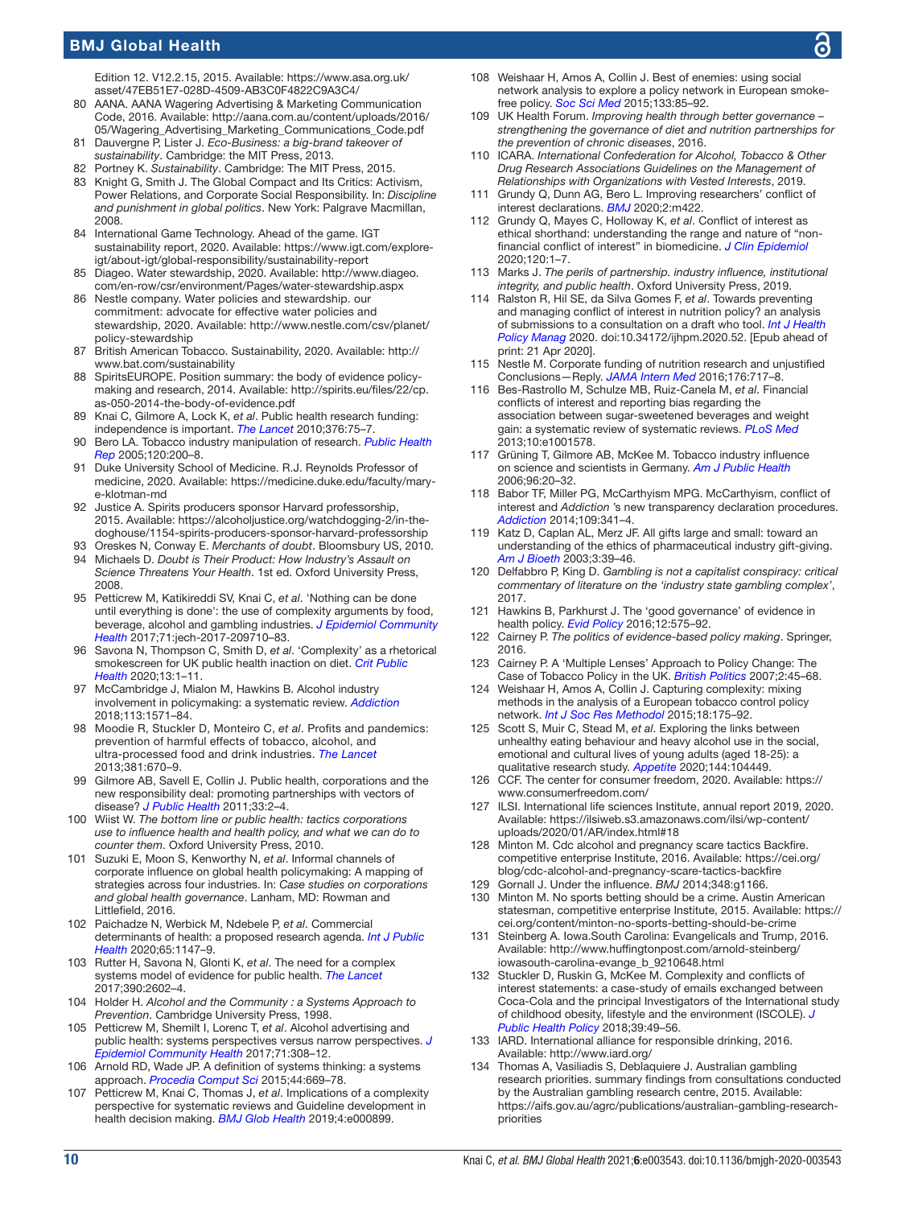Edition 12. V12.2.15, 2015. Available: https://www.asa.org.uk/asset/47EB51E7-028D-4509-AB3C0F4822C9A3C4/

80 AANA. AANA Wagering Advertising & Marketing Communication Code, 2016. Available: http://aana.com.au/content/uploads/2016/05/Wagering_Advertising_Marketing_Communications_Code.pdf
81 Dauvergne P, Lister J. *Eco-Business: a big-brand takeover of sustainability*. Cambridge: the MIT Press, 2013.
82 Portney K. *Sustainability*. Cambridge: The MIT Press, 2015.
83 Knight G, Smith J. The Global Compact and Its Critics: Activism, Power Relations, and Corporate Social Responsibility. In: *Discipline and punishment in global politics*. New York: Palgrave Macmillan, 2008.
84 International Game Technology. Ahead of the game. IGT sustainability report, 2020. Available: https://www.igt.com/explore-igt/about-igt/global-responsibility/sustainability-report
85 Diageo. Water stewardship, 2020. Available: http://www.diageo.com/en-row/csr/environment/Pages/water-stewardship.aspx
86 Nestle company. Water policies and stewardship. our commitment: advocate for effective water policies and stewardship, 2020. Available: http://www.nestle.com/csv/planet/policy-stewardship
87 British American Tobacco. Sustainability, 2020. Available: http://www.bat.com/sustainability
88 SpiritsEUROPE. Position summary: the body of evidence policy-making and research, 2014. Available: http://spirits.eu/files/22/cp.as-050-2014-the-body-of-evidence.pdf
89 Knai C, Gilmore A, Lock K, *et al*. Public health research funding: independence is important. *The Lancet* 2010;376:75–7.
90 Bero LA. Tobacco industry manipulation of research. *Public Health Rep* 2005;120:200–8.
91 Duke University School of Medicine. R.J. Reynolds Professor of medicine, 2020. Available: https://medicine.duke.edu/faculty/mary-e-klotman-md
92 Justice A. Spirits producers sponsor Harvard professorship, 2015. Available: https://alcoholjustice.org/watchdogging-2/in-the-doghouse/1154-spirits-producers-sponsor-harvard-professorship
93 Oreskes N, Conway E. *Merchants of doubt*. Bloomsbury US, 2010.
94 Michaels D. *Doubt is Their Product: How Industry's Assault on Science Threatens Your Health*. 1st ed. Oxford University Press, 2008.
95 Petticrew M, Katikireddi SV, Knai C, *et al*. 'Nothing can be done until everything is done': the use of complexity arguments by food, beverage, alcohol and gambling industries. *J Epidemiol Community Health* 2017;71:jech-2017-209710–83.
96 Savona N, Thompson C, Smith D, *et al*. 'Complexity' as a rhetorical smokescreen for UK public health inaction on diet. *Crit Public Health* 2020;13:1–11.
97 McCambridge J, Mialon M, Hawkins B. Alcohol industry involvement in policymaking: a systematic review. *Addiction* 2018;113:1571–84.
98 Moodie R, Stuckler D, Monteiro C, *et al*. Profits and pandemics: prevention of harmful effects of tobacco, alcohol, and ultra-processed food and drink industries. *The Lancet* 2013;381:670–9.
99 Gilmore AB, Savell E, Collin J. Public health, corporations and the new responsibility deal: promoting partnerships with vectors of disease? *J Public Health* 2011;33:2–4.
100 Wiist W. *The bottom line or public health: tactics corporations use to influence health and health policy, and what we can do to counter them*. Oxford University Press, 2010.
101 Suzuki E, Moon S, Kenworthy N, *et al*. Informal channels of corporate influence on global health policymaking: A mapping of strategies across four industries. In: *Case studies on corporations and global health governance*. Lanham, MD: Rowman and Littlefield, 2016.
102 Paichadze N, Werbick M, Ndebele P, *et al*. Commercial determinants of health: a proposed research agenda. *Int J Public Health* 2020;65:1147–9.
103 Rutter H, Savona N, Glonti K, *et al*. The need for a complex systems model of evidence for public health. *The Lancet* 2017;390:2602–4.
104 Holder H. *Alcohol and the Community : a Systems Approach to Prevention*. Cambridge University Press, 1998.
105 Petticrew M, Shemilt I, Lorenc T, *et al*. Alcohol advertising and public health: systems perspectives versus narrow perspectives. *J Epidemiol Community Health* 2017;71:308–12.
106 Arnold RD, Wade JP. A definition of systems thinking: a systems approach. *Procedia Comput Sci* 2015;44:669–78.
107 Petticrew M, Knai C, Thomas J, *et al*. Implications of a complexity perspective for systematic reviews and Guideline development in health decision making. *BMJ Glob Health* 2019;4:e000899.
108 Weishaar H, Amos A, Collin J. Best of enemies: using social network analysis to explore a policy network in European smoke-free policy. *Soc Sci Med* 2015;133:85–92.
109 UK Health Forum. *Improving health through better governance – strengthening the governance of diet and nutrition partnerships for the prevention of chronic diseases*, 2016.
110 ICARA. *International Confederation for Alcohol, Tobacco & Other Drug Research Associations Guidelines on the Management of Relationships with Organizations with Vested Interests*, 2019.
111 Grundy Q, Dunn AG, Bero L. Improving researchers' conflict of interest declarations. *BMJ* 2020;2:m422.
112 Grundy Q, Mayes C, Holloway K, *et al*. Conflict of interest as ethical shorthand: understanding the range and nature of "non-financial conflict of interest" in biomedicine. *J Clin Epidemiol* 2020;120:1–7.
113 Marks J. *The perils of partnership. industry influence, institutional integrity, and public health*. Oxford University Press, 2019.
114 Ralston R, Hil SE, da Silva Gomes F, *et al*. Towards preventing and managing conflict of interest in nutrition policy? an analysis of submissions to a consultation on a draft who tool. *Int J Health Policy Manag* 2020. doi:10.34172/ijhpm.2020.52. [Epub ahead of print: 21 Apr 2020].
115 Nestle M. Corporate funding of nutrition research and unjustified Conclusions—Reply. *JAMA Intern Med* 2016;176:717–8.
116 Bes-Rastrollo M, Schulze MB, Ruiz-Canela M, *et al*. Financial conflicts of interest and reporting bias regarding the association between sugar-sweetened beverages and weight gain: a systematic review of systematic reviews. *PLoS Med* 2013;10:e1001578.
117 Grüning T, Gilmore AB, McKee M. Tobacco industry influence on science and scientists in Germany. *Am J Public Health* 2006;96:20–32.
118 Babor TF, Miller PG, McCarthyism MPG. McCarthyism, conflict of interest and *Addiction* 's new transparency declaration procedures. *Addiction* 2014;109:341–4.
119 Katz D, Caplan AL, Merz JF. All gifts large and small: toward an understanding of the ethics of pharmaceutical industry gift-giving. *Am J Bioeth* 2003;3:39–46.
120 Delfabbro P, King D. *Gambling is not a capitalist conspiracy: critical commentary of literature on the 'industry state gambling complex'*, 2017.
121 Hawkins B, Parkhurst J. The 'good governance' of evidence in health policy. *Evid Policy* 2016;12:575–92.
122 Cairney P. *The politics of evidence-based policy making*. Springer, 2016.
123 Cairney P. A 'Multiple Lenses' Approach to Policy Change: The Case of Tobacco Policy in the UK. *British Politics* 2007;2:45–68.
124 Weishaar H, Amos A, Collin J. Capturing complexity: mixing methods in the analysis of a European tobacco control policy network. *Int J Soc Res Methodol* 2015;18:175–92.
125 Scott S, Muir C, Stead M, *et al*. Exploring the links between unhealthy eating behaviour and heavy alcohol use in the social, emotional and cultural lives of young adults (aged 18-25): a qualitative research study. *Appetite* 2020;144:104449.
126 CCF. The center for consumer freedom, 2020. Available: https://www.consumerfreedom.com/
127 ILSI. International life sciences Institute, annual report 2019, 2020. Available: https://ilsiweb.s3.amazonaws.com/ilsi/wp-content/uploads/2020/01/AR/index.html#18
128 Minton M. Cdc alcohol and pregnancy scare tactics Backfire. competitive enterprise Institute, 2016. Available: https://cei.org/blog/cdc-alcohol-and-pregnancy-scare-tactics-backfire
129 Gornall J. Under the influence. *BMJ* 2014;348:g1166.
130 Minton M. No sports betting should be a crime. Austin American statesman, competitive enterprise Institute, 2015. Available: https://cei.org/content/minton-no-sports-betting-should-be-crime
131 Steinberg A. Iowa.South Carolina: Evangelicals and Trump, 2016. Available: http://www.huffingtonpost.com/arnold-steinberg/iowasouth-carolina-evange_b_9210648.html
132 Stuckler D, Ruskin G, McKee M. Complexity and conflicts of interest statements: a case-study of emails exchanged between Coca-Cola and the principal Investigators of the International study of childhood obesity, lifestyle and the environment (ISCOLE). *J Public Health Policy* 2018;39:49–56.
133 IARD. International alliance for responsible drinking, 2016. Available: http://www.iard.org/
134 Thomas A, Vasiliadis S, Deblaquiere J. Australian gambling research priorities. summary findings from consultations conducted by the Australian gambling research centre, 2015. Available: https://aifs.gov.au/agrc/publications/australian-gambling-research-priorities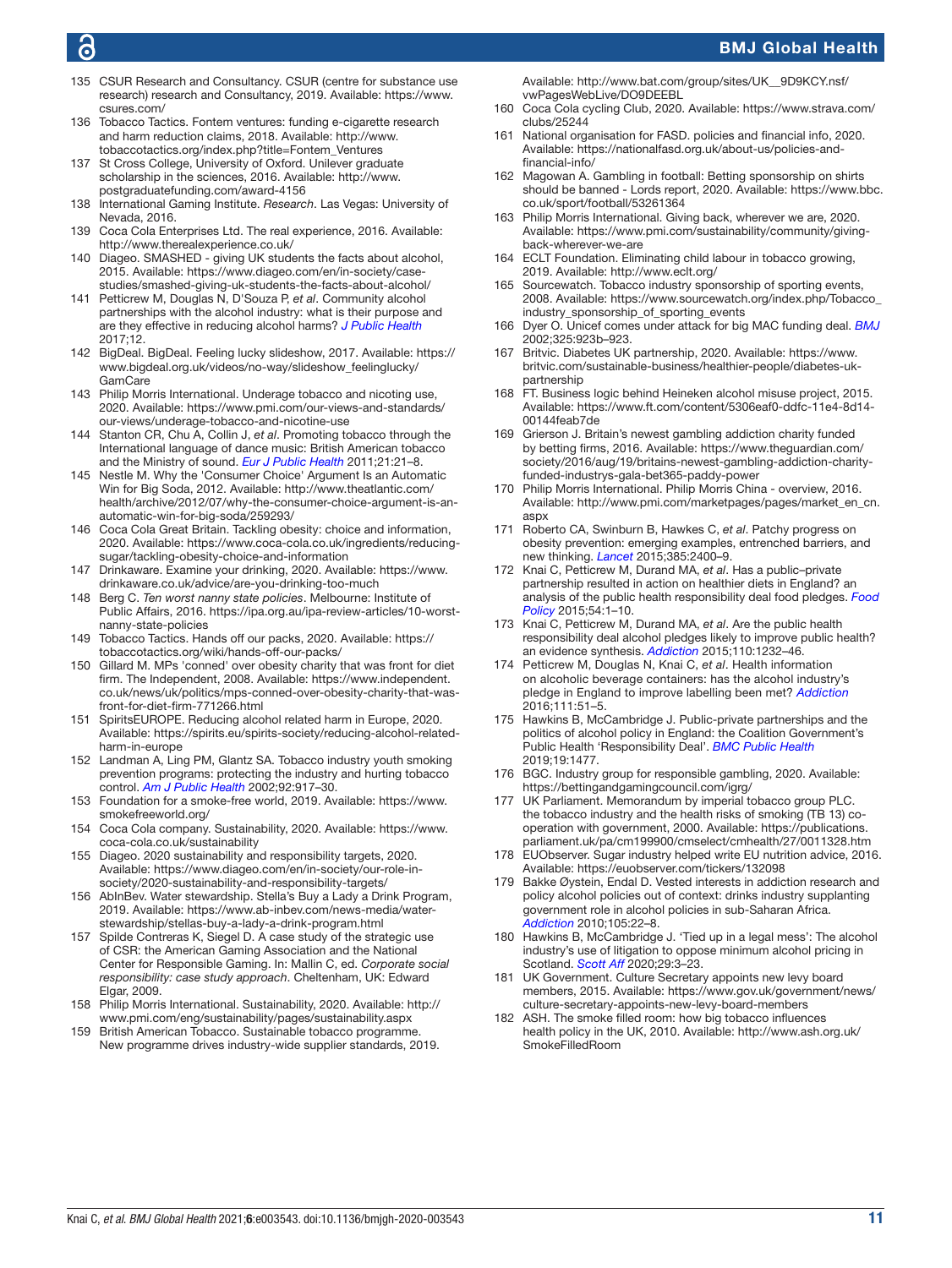135 CSUR Research and Consultancy. CSUR (centre for substance use research) research and Consultancy, 2019. Available: https://www.csures.com/
136 Tobacco Tactics. Fontem ventures: funding e-cigarette research and harm reduction claims, 2018. Available: http://www.tobaccotactics.org/index.php?title=Fontem_Ventures
137 St Cross College, University of Oxford. Unilever graduate scholarship in the sciences, 2016. Available: http://www.postgraduatefunding.com/award-4156
138 International Gaming Institute. *Research*. Las Vegas: University of Nevada, 2016.
139 Coca Cola Enterprises Ltd. The real experience, 2016. Available: http://www.therealexperience.co.uk/
140 Diageo. SMASHED - giving UK students the facts about alcohol, 2015. Available: https://www.diageo.com/en/in-society/case-studies/smashed-giving-uk-students-the-facts-about-alcohol/
141 Petticrew M, Douglas N, D'Souza P, *et al*. Community alcohol partnerships with the alcohol industry: what is their purpose and are they effective in reducing alcohol harms? *J Public Health* 2017;12.
142 BigDeal. BigDeal. Feeling lucky slideshow, 2017. Available: https://www.bigdeal.org.uk/videos/no-way/slideshow_feelinglucky/GamCare
143 Philip Morris International. Underage tobacco and nicoting use, 2020. Available: https://www.pmi.com/our-views-and-standards/our-views/underage-tobacco-and-nicotine-use
144 Stanton CR, Chu A, Collin J, *et al*. Promoting tobacco through the International language of dance music: British American tobacco and the Ministry of sound. *Eur J Public Health* 2011;21:21–8.
145 Nestle M. Why the 'Consumer Choice' Argument Is an Automatic Win for Big Soda, 2012. Available: http://www.theatlantic.com/health/archive/2012/07/why-the-consumer-choice-argument-is-an-automatic-win-for-big-soda/259293/
146 Coca Cola Great Britain. Tackling obesity: choice and information, 2020. Available: https://www.coca-cola.co.uk/ingredients/reducing-sugar/tackling-obesity-choice-and-information
147 Drinkaware. Examine your drinking, 2020. Available: https://www.drinkaware.co.uk/advice/are-you-drinking-too-much
148 Berg C. *Ten worst nanny state policies*. Melbourne: Institute of Public Affairs, 2016. https://ipa.org.au/ipa-review-articles/10-worst-nanny-state-policies
149 Tobacco Tactics. Hands off our packs, 2020. Available: https://tobaccotactics.org/wiki/hands-off-our-packs/
150 Gillard M. MPs 'conned' over obesity charity that was front for diet firm. The Independent, 2008. Available: https://www.independent.co.uk/news/uk/politics/mps-conned-over-obesity-charity-that-was-front-for-diet-firm-771266.html
151 SpiritsEUROPE. Reducing alcohol related harm in Europe, 2020. Available: https://spirits.eu/spirits-society/reducing-alcohol-related-harm-in-europe
152 Landman A, Ling PM, Glantz SA. Tobacco industry youth smoking prevention programs: protecting the industry and hurting tobacco control. *Am J Public Health* 2002;92:917–30.
153 Foundation for a smoke-free world, 2019. Available: https://www.smokefreeworld.org/
154 Coca Cola company. Sustainability, 2020. Available: https://www.coca-cola.co.uk/sustainability
155 Diageo. 2020 sustainability and responsibility targets, 2020. Available: https://www.diageo.com/en/in-society/our-role-in-society/2020-sustainability-and-responsibility-targets/
156 AbInBev. Water stewardship. Stella's Buy a Lady a Drink Program, 2019. Available: https://www.ab-inbev.com/news-media/water-stewardship/stellas-buy-a-lady-a-drink-program.html
157 Spilde Contreras K, Siegel D. A case study of the strategic use of CSR: the American Gaming Association and the National Center for Responsible Gaming. In: Mallin C, ed. *Corporate social responsibility: case study approach*. Cheltenham, UK: Edward Elgar, 2009.
158 Philip Morris International. Sustainability, 2020. Available: http://www.pmi.com/eng/sustainability/pages/sustainability.aspx
159 British American Tobacco. Sustainable tobacco programme. New programme drives industry-wide supplier standards, 2019. Available: http://www.bat.com/group/sites/UK__9D9KCY.nsf/vwPagesWebLive/DO9DEEBL
160 Coca Cola cycling Club, 2020. Available: https://www.strava.com/clubs/25244
161 National organisation for FASD. policies and financial info, 2020. Available: https://nationalfasd.org.uk/about-us/policies-and-financial-info/
162 Magowan A. Gambling in football: Betting sponsorship on shirts should be banned - Lords report, 2020. Available: https://www.bbc.co.uk/sport/football/53261364
163 Philip Morris International. Giving back, wherever we are, 2020. Available: https://www.pmi.com/sustainability/community/giving-back-wherever-we-are
164 ECLT Foundation. Eliminating child labour in tobacco growing, 2019. Available: http://www.eclt.org/
165 Sourcewatch. Tobacco industry sponsorship of sporting events, 2008. Available: https://www.sourcewatch.org/index.php/Tobacco_industry_sponsorship_of_sporting_events
166 Dyer O. Unicef comes under attack for big MAC funding deal. *BMJ* 2002;325:923b–923.
167 Britvic. Diabetes UK partnership, 2020. Available: https://www.britvic.com/sustainable-business/healthier-people/diabetes-uk-partnership
168 FT. Business logic behind Heineken alcohol misuse project, 2015. Available: https://www.ft.com/content/5306eaf0-ddfc-11e4-8d14-00144feab7de
169 Grierson J. Britain's newest gambling addiction charity funded by betting firms, 2016. Available: https://www.theguardian.com/society/2016/aug/19/britains-newest-gambling-addiction-charity-funded-industrys-gala-bet365-paddy-power
170 Philip Morris International. Philip Morris China - overview, 2016. Available: http://www.pmi.com/marketpages/pages/market_en_cn.aspx
171 Roberto CA, Swinburn B, Hawkes C, *et al*. Patchy progress on obesity prevention: emerging examples, entrenched barriers, and new thinking. *Lancet* 2015;385:2400–9.
172 Knai C, Petticrew M, Durand MA, *et al*. Has a public–private partnership resulted in action on healthier diets in England? an analysis of the public health responsibility deal food pledges. *Food Policy* 2015;54:1–10.
173 Knai C, Petticrew M, Durand MA, *et al*. Are the public health responsibility deal alcohol pledges likely to improve public health? an evidence synthesis. *Addiction* 2015;110:1232–46.
174 Petticrew M, Douglas N, Knai C, *et al*. Health information on alcoholic beverage containers: has the alcohol industry's pledge in England to improve labelling been met? *Addiction* 2016;111:51–5.
175 Hawkins B, McCambridge J. Public-private partnerships and the politics of alcohol policy in England: the Coalition Government's Public Health 'Responsibility Deal'. *BMC Public Health* 2019;19:1477.
176 BGC. Industry group for responsible gambling, 2020. Available: https://bettingandgamingcouncil.com/igrg/
177 UK Parliament. Memorandum by imperial tobacco group PLC. the tobacco industry and the health risks of smoking (TB 13) co-operation with government, 2000. Available: https://publications.parliament.uk/pa/cm199900/cmselect/cmhealth/27/0011328.htm
178 EUObserver. Sugar industry helped write EU nutrition advice, 2016. Available: https://euobserver.com/tickers/132098
179 Bakke Øystein, Endal D. Vested interests in addiction research and policy alcohol policies out of context: drinks industry supplanting government role in alcohol policies in sub-Saharan Africa. *Addiction* 2010;105:22–8.
180 Hawkins B, McCambridge J. 'Tied up in a legal mess': The alcohol industry's use of litigation to oppose minimum alcohol pricing in Scotland. *Scott Aff* 2020;29:3–23.
181 UK Government. Culture Secretary appoints new levy board members, 2015. Available: https://www.gov.uk/government/news/culture-secretary-appoints-new-levy-board-members
182 ASH. The smoke filled room: how big tobacco influences health policy in the UK, 2010. Available: http://www.ash.org.uk/SmokeFilledRoom